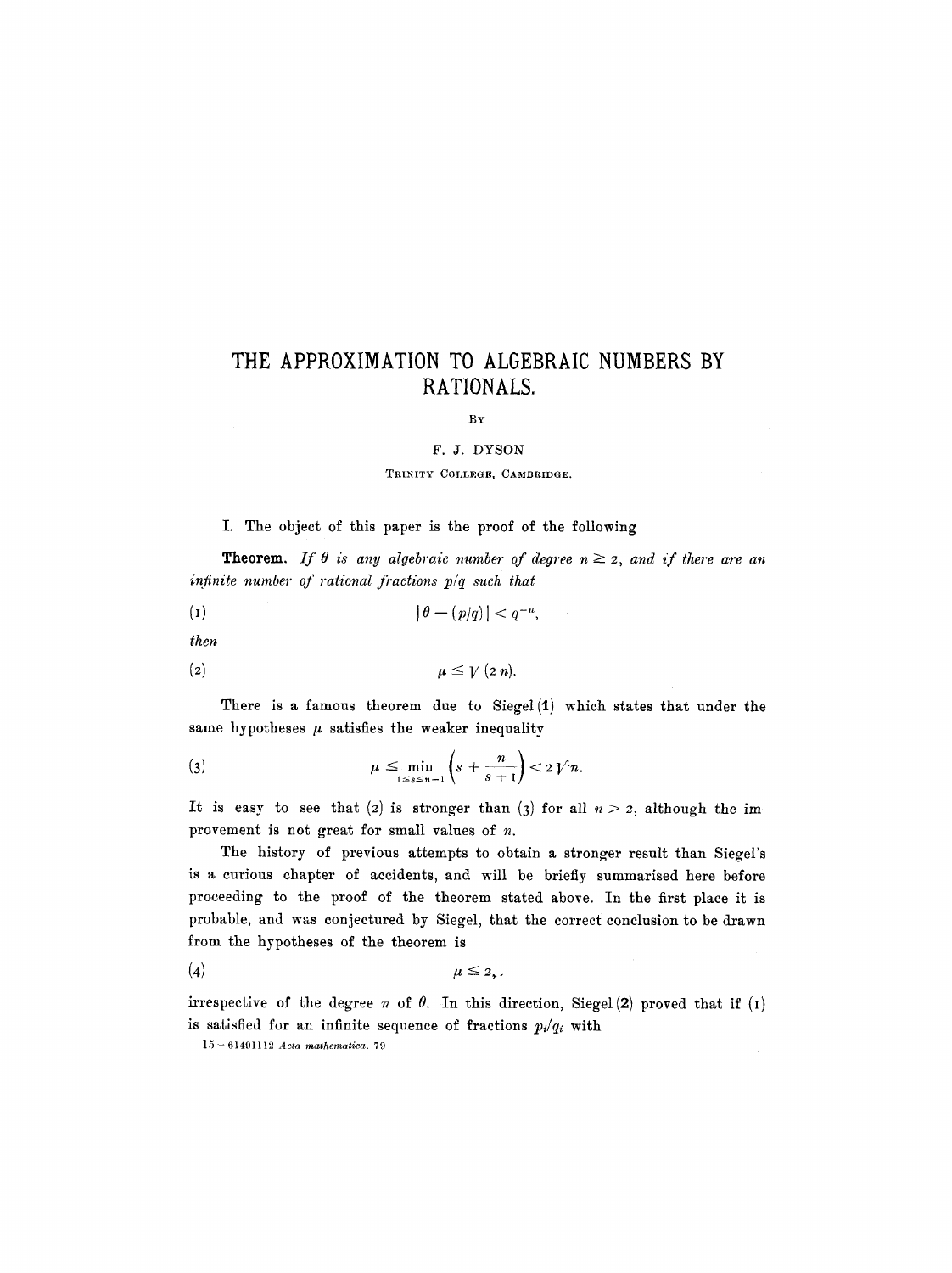# THE APPROXIMATION TO ALGEBRAIC NUMBERS BY RATIONALS.

BY

F. J. DYSON

TRINITY COLLEGE, CAMBRIDGE.

I. The object of this paper is the proof of the following

**Theorem.** *If $\theta$ is any algebraic number of degree $n \geq 2$, and if there are an infinite number of rational fractions $p/q$ such that*

$$|\theta - (p/q)| < q^{-\mu}, \tag{1}$$

*then*

$$\mu \leq \sqrt{(2n)}. \tag{2}$$

There is a famous theorem due to Siegel (**1**) which states that under the same hypotheses $\mu$ satisfies the weaker inequality

$$\mu \leq \min_{1 \leq s \leq n-1} \left(s + \frac{n}{s+1}\right) < 2\sqrt{n}. \tag{3}$$

It is easy to see that (2) is stronger than (3) for all $n > 2$, although the improvement is not great for small values of $n$.

The history of previous attempts to obtain a stronger result than Siegel's is a curious chapter of accidents, and will be briefly summarised here before proceeding to the proof of the theorem stated above. In the first place it is probable, and was conjectured by Siegel, that the correct conclusion to be drawn from the hypotheses of the theorem is

$$\mu \leq 2, \tag{4}$$

irrespective of the degree $n$ of $\theta$. In this direction, Siegel (**2**) proved that if (1) is satisfied for an infinite sequence of fractions $p_i/q_i$ with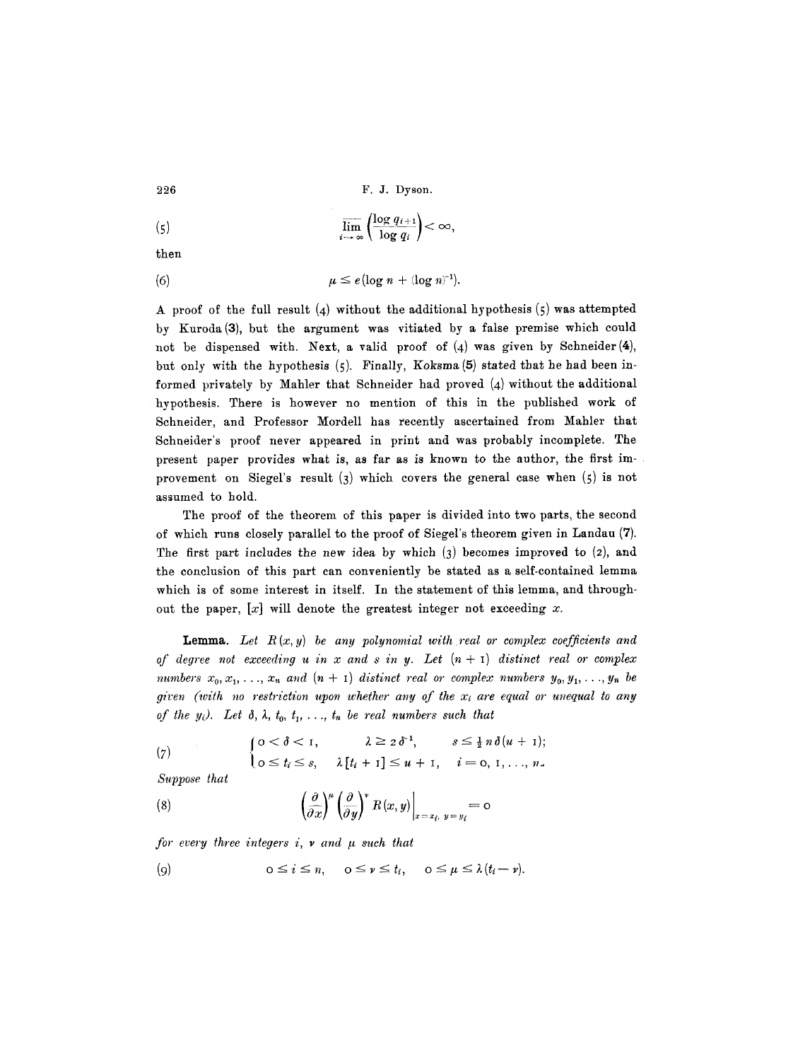$$\overline{\lim_{i\to\infty}} \left(\frac{\log q_{i+1}}{\log q_i}\right) < \infty, \tag{5}$$

then

$$\mu \leq e(\log n + (\log n)^{-1}). \tag{6}$$

A proof of the full result (4) without the additional hypothesis (5) was attempted by Kuroda (**3**), but the argument was vitiated by a false premise which could not be dispensed with. Next, a valid proof of (4) was given by Schneider (**4**), but only with the hypothesis (5). Finally, Koksma (**5**) stated that he had been informed privately by Mahler that Schneider had proved (4) without the additional hypothesis. There is however no mention of this in the published work of Schneider, and Professor Mordell has recently ascertained from Mahler that Schneider's proof never appeared in print and was probably incomplete. The present paper provides what is, as far as is known to the author, the first improvement on Siegel's result (3) which covers the general case when (5) is not assumed to hold.

The proof of the theorem of this paper is divided into two parts, the second of which runs closely parallel to the proof of Siegel's theorem given in Landau (**7**). The first part includes the new idea by which (3) becomes improved to (2), and the conclusion of this part can conveniently be stated as a self-contained lemma which is of some interest in itself. In the statement of this lemma, and throughout the paper, $[x]$ will denote the greatest integer not exceeding $x$.

**Lemma.** *Let $R(x, y)$ be any polynomial with real or complex coefficients and of degree not exceeding $u$ in $x$ and $s$ in $y$. Let $(n+1)$ distinct real or complex numbers $x_0, x_1, \ldots, x_n$ and $(n+1)$ distinct real or complex numbers $y_0, y_1, \ldots, y_n$ be given (with no restriction upon whether any of the $x_i$ are equal or unequal to any of the $y_i$). Let $\delta, \lambda, t_0, t_1, \ldots, t_n$ be real numbers such that*

$$\begin{cases} 0 < \delta < 1, & \lambda \geq 2\delta^{-1}, \quad s \leq \tfrac{1}{2} n \delta (u+1); \\ 0 \leq t_i \leq s, & \lambda [t_i + 1] \leq u + 1, \quad i = 0, 1, \ldots, n. \end{cases} \tag{7}$$

*Suppose that*

$$\left(\frac{\partial}{\partial x}\right)^{\mu} \left(\frac{\partial}{\partial y}\right)^{\nu} R(x, y)\bigg|_{x = x_i,\, y = y_i} = 0 \tag{8}$$

*for every three integers $i$, $\nu$ and $\mu$ such that*

$$0 \leq i \leq n, \quad 0 \leq \nu \leq t_i, \quad 0 \leq \mu \leq \lambda(t_i - \nu). \tag{9}$$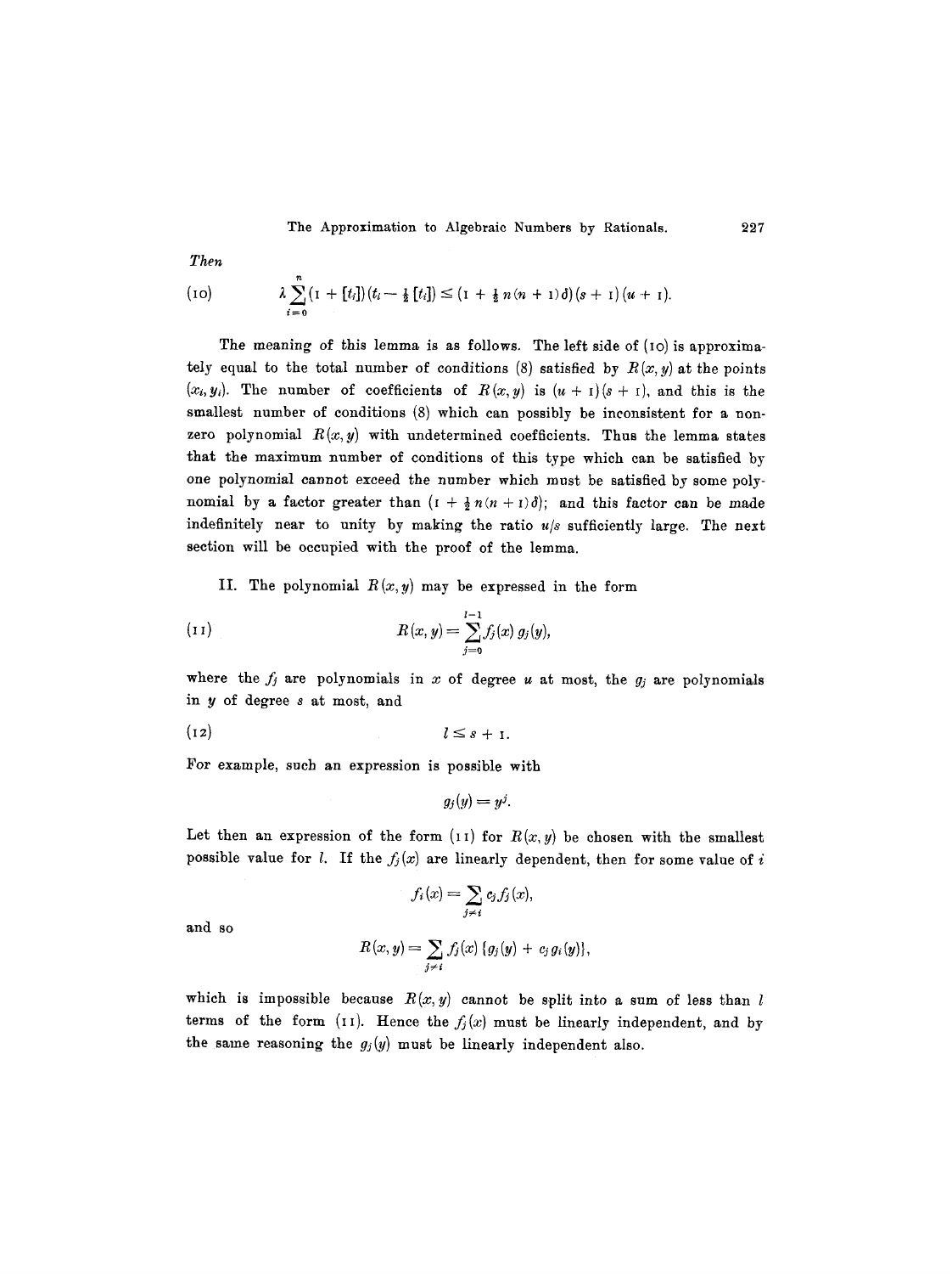*Then*

$$\lambda \sum_{i=0}^{n} (1 + [t_i]) (t_i - \tfrac{1}{2} [t_i]) \leq (1 + \tfrac{1}{2} n (n + 1) \delta) (s + 1) (u + 1). \tag{10}$$

The meaning of this lemma is as follows. The left side of (10) is approximately equal to the total number of conditions (8) satisfied by $R(x, y)$ at the points $(x_i, y_i)$. The number of coefficients of $R(x, y)$ is $(u + 1)(s + 1)$, and this is the smallest number of conditions (8) which can possibly be inconsistent for a non-zero polynomial $R(x, y)$ with undetermined coefficients. Thus the lemma states that the maximum number of conditions of this type which can be satisfied by one polynomial cannot exceed the number which must be satisfied by some polynomial by a factor greater than $(1 + \frac{1}{2} n (n + 1) \delta)$; and this factor can be made indefinitely near to unity by making the ratio $u/s$ sufficiently large. The next section will be occupied with the proof of the lemma.

II. The polynomial $R(x, y)$ may be expressed in the form

$$R(x, y) = \sum_{j=0}^{l-1} f_j(x) \, g_j(y), \tag{11}$$

where the $f_j$ are polynomials in $x$ of degree $u$ at most, the $g_j$ are polynomials in $y$ of degree $s$ at most, and

$$l \leq s + 1. \tag{12}$$

For example, such an expression is possible with

$$g_j(y) = y^j.$$

Let then an expression of the form (11) for $R(x, y)$ be chosen with the smallest possible value for $l$. If the $f_j(x)$ are linearly dependent, then for some value of $i$

$$f_i(x) = \sum_{j \neq i} c_j f_j(x),$$

and so

$$R(x, y) = \sum_{j \neq i} f_j(x) \{ g_j(y) + c_j g_i(y) \},$$

which is impossible because $R(x, y)$ cannot be split into a sum of less than $l$ terms of the form (11). Hence the $f_j(x)$ must be linearly independent, and by the same reasoning the $g_j(y)$ must be linearly independent also.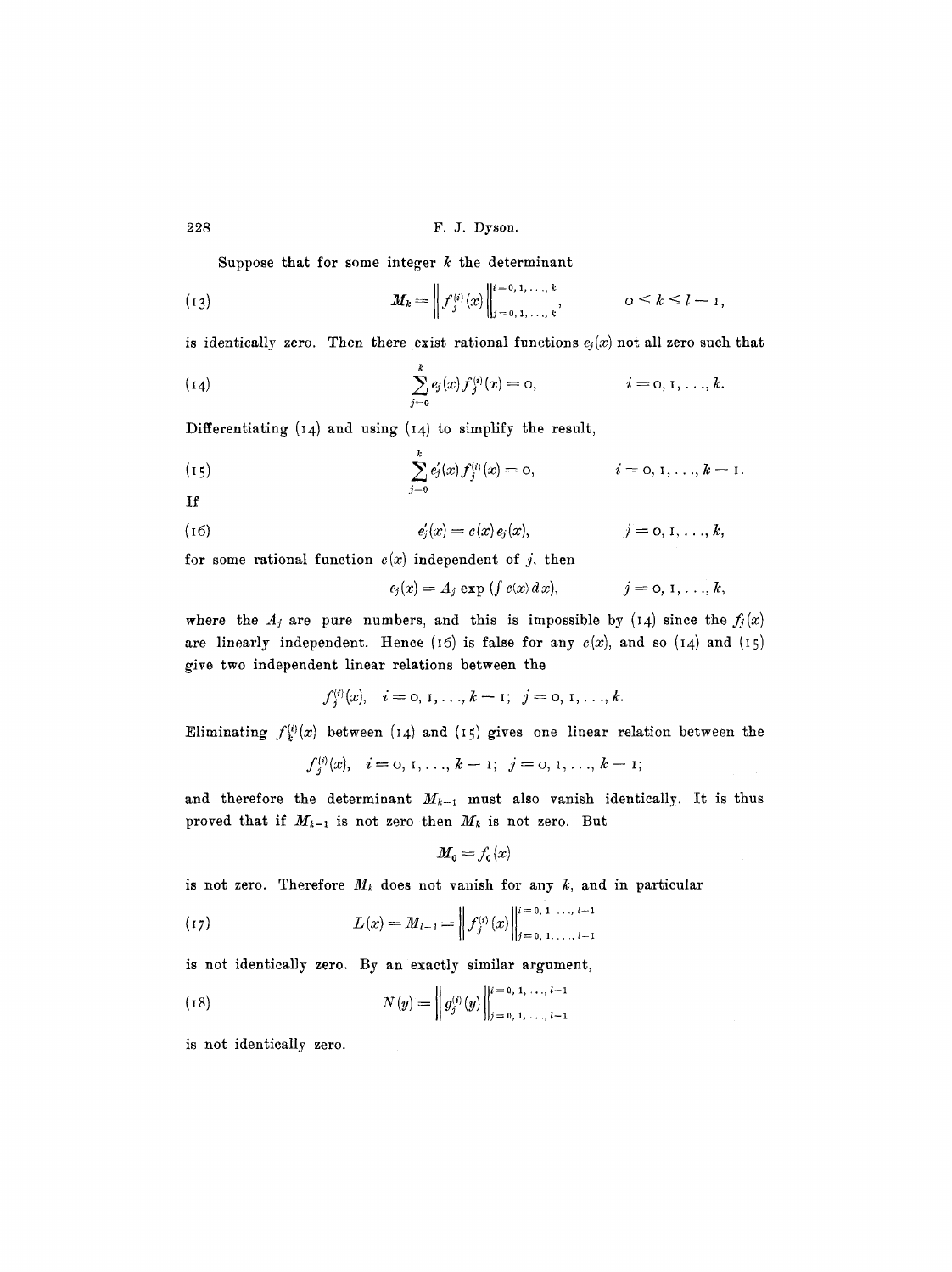Suppose that for some integer $k$ the determinant

$$M_k = \left\| f_j^{(i)}(x) \right\|_{j=0,1,\ldots,k}^{i=0,1,\ldots,k}, \qquad 0 \leq k \leq l-1, \tag{13}$$

is identically zero. Then there exist rational functions $e_j(x)$ not all zero such that

$$\sum_{j=0}^{k} e_j(x) f_j^{(i)}(x) = 0, \qquad i = 0, 1, \ldots, k. \tag{14}$$

Differentiating (14) and using (14) to simplify the result,

$$\sum_{j=0}^{k} e_j'(x) f_j^{(i)}(x) = 0, \qquad i = 0, 1, \ldots, k-1. \tag{15}$$

If

$$e_j'(x) = c(x) e_j(x), \qquad j = 0, 1, \ldots, k, \tag{16}$$

for some rational function $c(x)$ independent of $j$, then

$$e_j(x) = A_j \exp\left(\int c(x)\, dx\right), \qquad j = 0, 1, \ldots, k,$$

where the $A_j$ are pure numbers, and this is impossible by (14) since the $f_j(x)$ are linearly independent. Hence (16) is false for any $c(x)$, and so (14) and (15) give two independent linear relations between the

$$f_j^{(i)}(x), \quad i = 0, 1, \ldots, k-1; \; j = 0, 1, \ldots, k.$$

Eliminating $f_k^{(i)}(x)$ between (14) and (15) gives one linear relation between the

$$f_j^{(i)}(x), \quad i = 0, 1, \ldots, k-1; \; j = 0, 1, \ldots, k-1;$$

and therefore the determinant $M_{k-1}$ must also vanish identically. It is thus proved that if $M_{k-1}$ is not zero then $M_k$ is not zero. But

$$M_0 = f_0(x)$$

is not zero. Therefore $M_k$ does not vanish for any $k$, and in particular

$$L(x) = M_{l-1} = \left\| f_j^{(i)}(x) \right\|_{j=0,1,\ldots,l-1}^{i=0,1,\ldots,l-1} \tag{17}$$

is not identically zero. By an exactly similar argument,

$$N(y) = \left\| g_j^{(i)}(y) \right\|_{j=0,1,\ldots,l-1}^{i=0,1,\ldots,l-1} \tag{18}$$

is not identically zero.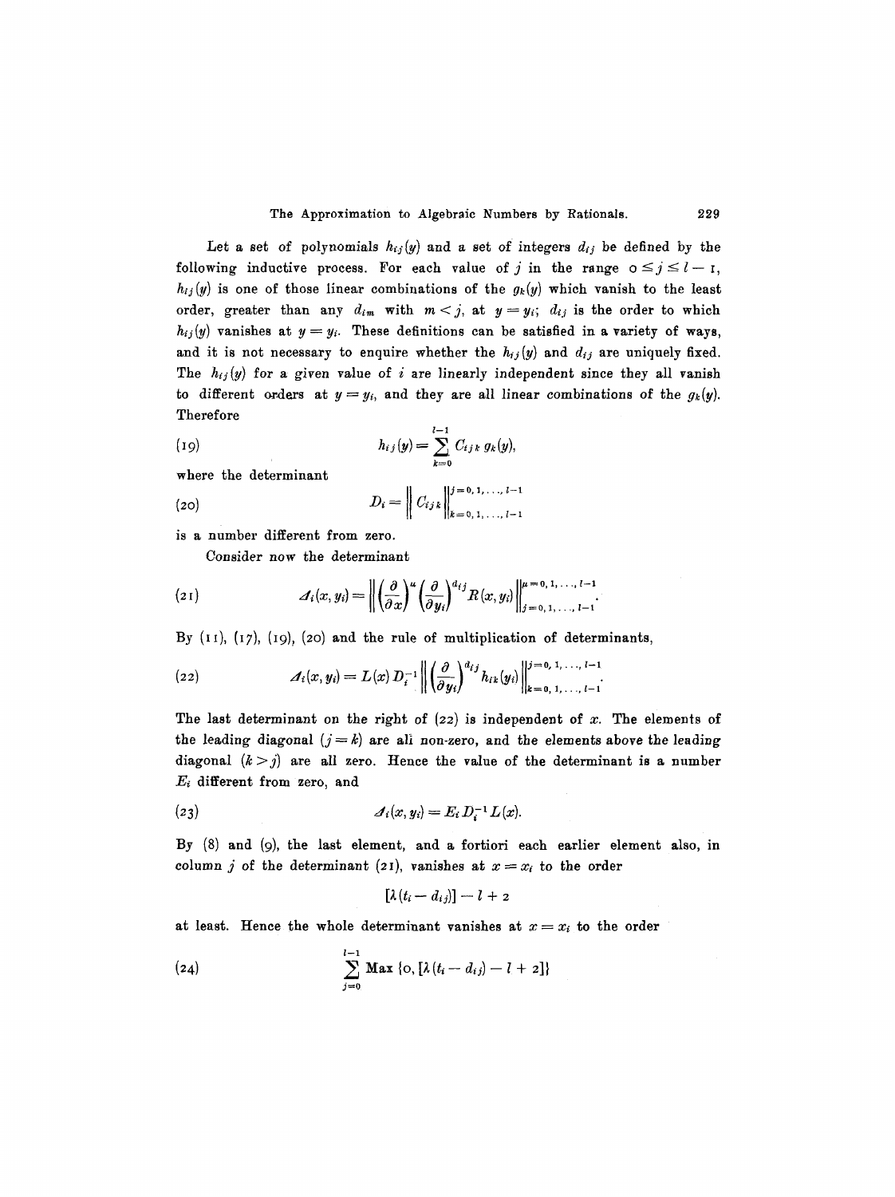Let a set of polynomials $h_{ij}(y)$ and a set of integers $d_{ij}$ be defined by the following inductive process. For each value of $j$ in the range $0 \leq j \leq l-1$, $h_{ij}(y)$ is one of those linear combinations of the $g_k(y)$ which vanish to the least order, greater than any $d_{im}$ with $m < j$, at $y = y_i$; $d_{ij}$ is the order to which $h_{ij}(y)$ vanishes at $y = y_i$. These definitions can be satisfied in a variety of ways, and it is not necessary to enquire whether the $h_{ij}(y)$ and $d_{ij}$ are uniquely fixed. The $h_{ij}(y)$ for a given value of $i$ are linearly independent since they all vanish to different orders at $y = y_i$, and they are all linear combinations of the $g_k(y)$. Therefore

$$h_{ij}(y) = \sum_{k=0}^{l-1} C_{ijk}\, g_k(y), \tag{19}$$

where the determinant

$$D_i = \left\| C_{ijk} \right\|_{k=0,1,\ldots,l-1}^{j=0,1,\ldots,l-1} \tag{20}$$

is a number different from zero.

Consider now the determinant

$$\Delta_i(x, y_i) = \left\| \left(\frac{\partial}{\partial x}\right)^{\mu} \left(\frac{\partial}{\partial y_i}\right)^{d_{ij}} R(x, y_i) \right\|_{j=0,1,\ldots,l-1}^{\mu=0,1,\ldots,l-1}. \tag{21}$$

By (11), (17), (19), (20) and the rule of multiplication of determinants,

$$\Delta_i(x, y_i) = L(x)\, D_i^{-1} \left\| \left(\frac{\partial}{\partial y_i}\right)^{d_{ij}} h_{ik}(y_i) \right\|_{k=0,1,\ldots,l-1}^{j=0,1,\ldots,l-1}. \tag{22}$$

The last determinant on the right of (22) is independent of $x$. The elements of the leading diagonal $(j = k)$ are all non-zero, and the elements above the leading diagonal $(k > j)$ are all zero. Hence the value of the determinant is a number $E_i$ different from zero, and

$$\Delta_i(x, y_i) = E_i D_i^{-1} L(x). \tag{23}$$

By (8) and (9), the last element, and a fortiori each earlier element also, in column $j$ of the determinant (21), vanishes at $x = x_i$ to the order

$$[\lambda(t_i - d_{ij})] - l + 2$$

at least. Hence the whole determinant vanishes at $x = x_i$ to the order

$$\sum_{j=0}^{l-1} \operatorname{Max}\{0, [\lambda(t_i - d_{ij}) - l + 2]\} \tag{24}$$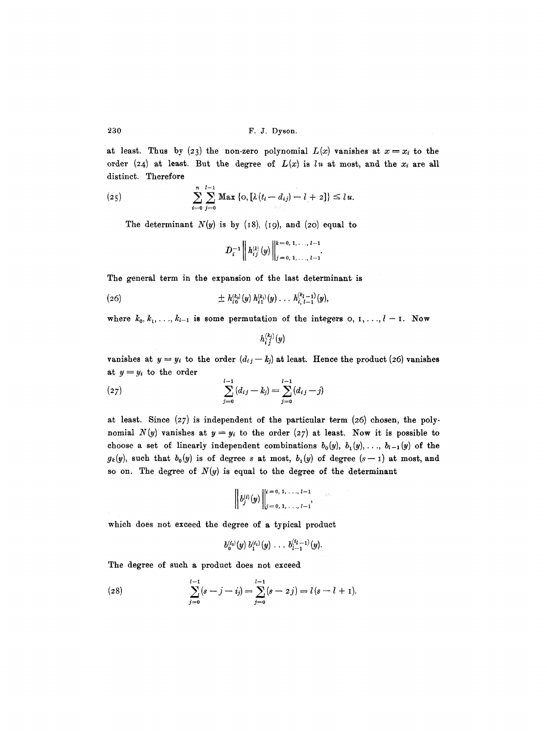at least. Thus by (23) the non-zero polynomial $L(x)$ vanishes at $x = x_i$ to the order (24) at least. But the degree of $L(x)$ is $lu$ at most, and the $x_i$ are all distinct. Therefore

$$\sum_{i=0}^{n} \sum_{j=0}^{l-1} \operatorname{Max} \{0, [\lambda (t_i - d_{ij}) - l + 2]\} \leq lu. \tag{25}$$

The determinant $N(y)$ is by (18), (19), and (20) equal to

$$D_i^{-1} \left\| h_{ij}^{(k)}(y) \right\|_{j=0,1,\ldots,l-1}^{k=0,1,\ldots,l-1}.$$

The general term in the expansion of the last determinant is

$$\pm\, h_{i0}^{(k_0)}(y)\, h_{i1}^{(k_1)}(y) \ldots h_{i,l-1}^{(k_{l-1})}(y), \tag{26}$$

where $k_0, k_1, \ldots, k_{l-1}$ is some permutation of the integers $0, 1, \ldots, l-1$. Now

$$h_{ij}^{(k_j)}(y)$$

vanishes at $y = y_i$ to the order $(d_{ij} - k_j)$ at least. Hence the product (26) vanishes at $y = y_i$ to the order

$$\sum_{j=0}^{l-1} (d_{ij} - k_j) = \sum_{j=0}^{l-1} (d_{ij} - j) \tag{27}$$

at least. Since (27) is independent of the particular term (26) chosen, the polynomial $N(y)$ vanishes at $y = y_i$ to the order (27) at least. Now it is possible to choose a set of linearly independent combinations $b_0(y), b_1(y), \ldots, b_{l-1}(y)$ of the $g_k(y)$, such that $b_0(y)$ is of degree $s$ at most, $b_1(y)$ of degree $(s-1)$ at most, and so on. The degree of $N(y)$ is equal to the degree of the determinant

$$\left\| b_j^{(i)}(y) \right\|_{j=0,1,\ldots,l-1}^{i=0,1,\ldots,l-1},$$

which does not exceed the degree of a typical product

$$b_0^{(i_0)}(y)\, b_1^{(i_1)}(y) \ldots b_{l-1}^{(i_{l-1})}(y).$$

The degree of such a product does not exceed

$$\sum_{j=0}^{l-1} (s - j - i_j) = \sum_{j=0}^{l-1} (s - 2j) = l(s - l + 1). \tag{28}$$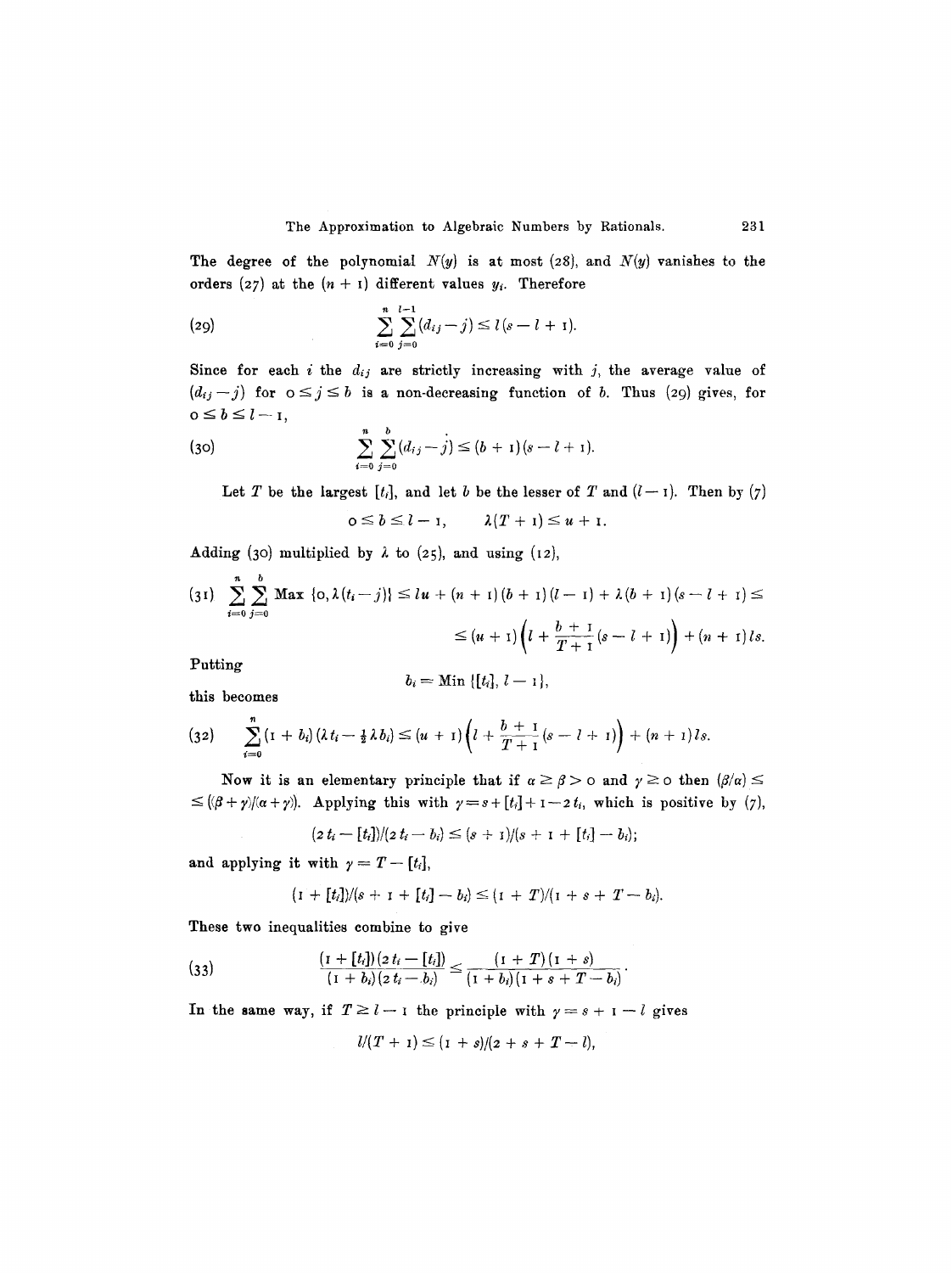The degree of the polynomial $N(y)$ is at most (28), and $N(y)$ vanishes to the orders (27) at the $(n+1)$ different values $y_i$. Therefore

$$\sum_{i=0}^{n}\sum_{j=0}^{l-1}(d_{ij}-j) \leq l(s-l+1). \tag{29}$$

Since for each $i$ the $d_{ij}$ are strictly increasing with $j$, the average value of $(d_{ij}-j)$ for $0 \leq j \leq b$ is a non-decreasing function of $b$. Thus (29) gives, for $0 \leq b \leq l-1$,

$$\sum_{i=0}^{n}\sum_{j=0}^{b}(d_{ij}-j) \leq (b+1)(s-l+1). \tag{30}$$

Let $T$ be the largest $[t_i]$, and let $b$ be the lesser of $T$ and $(l-1)$. Then by (7)

$$0 \leq b \leq l-1, \qquad \lambda(T+1) \leq u+1.$$

Adding (30) multiplied by $\lambda$ to (25), and using (12),

$$\sum_{i=0}^{n}\sum_{j=0}^{b} \text{Max}\,\{0, \lambda(t_i - j)\} \leq lu + (n+1)(b+1)(l-1) + \lambda(b+1)(s-l+1) \leq \tag{31}$$

$$\leq (u+1)\left(l + \frac{b+1}{T+1}(s-l+1)\right) + (n+1)ls.$$

Putting

$$b_i = \text{Min}\,\{[t_i], l-1\},$$

this becomes

$$\sum_{i=0}^{n}(1+b_i)(\lambda t_i - \tfrac{1}{2}\lambda b_i) \leq (u+1)\left(l + \frac{b+1}{T+1}(s-l+1)\right) + (n+1)ls. \tag{32}$$

Now it is an elementary principle that if $\alpha \geq \beta > 0$ and $\gamma \geq 0$ then $(\beta/\alpha) \leq ((\beta+\gamma)/(\alpha+\gamma))$. Applying this with $\gamma = s + [t_i] + 1 - 2t_i$, which is positive by (7),

$$(2t_i - [t_i])/(2t_i - b_i) \leq (s+1)/(s+1+[t_i]-b_i);$$

and applying it with $\gamma = T - [t_i]$,

$$(1+[t_i])/(s+1+[t_i]-b_i) \leq (1+T)/(1+s+T-b_i).$$

These two inequalities combine to give

$$\frac{(1+[t_i])(2t_i - [t_i])}{(1+b_i)(2t_i - b_i)} \leq \frac{(1+T)(1+s)}{(1+b_i)(1+s+T-b_i)}. \tag{33}$$

In the same way, if $T \geq l-1$ the principle with $\gamma = s+1-l$ gives

$$l/(T+1) \leq (1+s)/(2+s+T-l),$$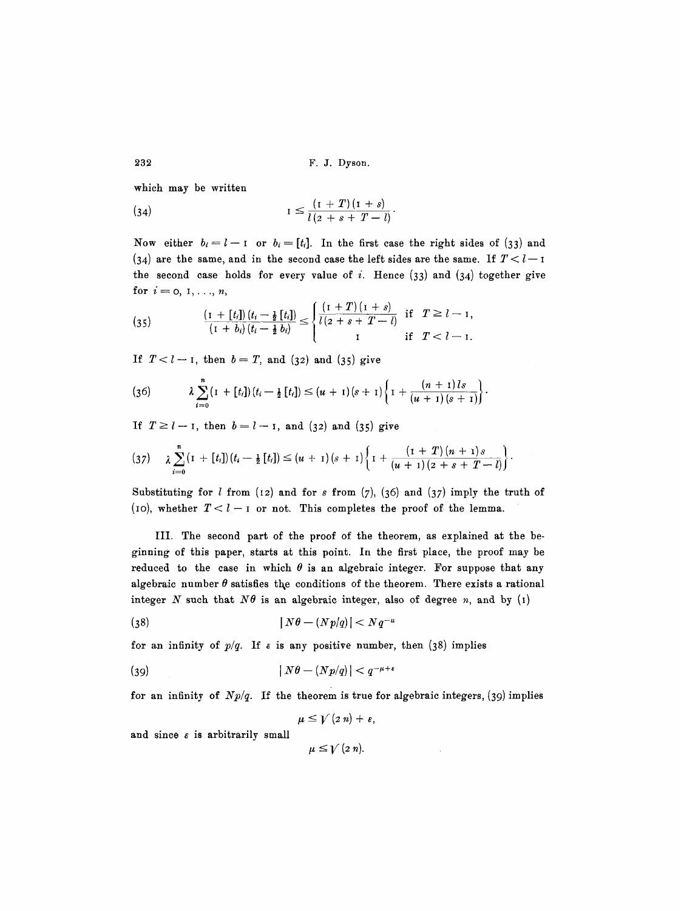which may be written

$$1 \leq \frac{(1+T)(1+s)}{l(2+s+T-l)}. \tag{34}$$

Now either $b_i = l-1$ or $b_i = [t_i]$. In the first case the right sides of (33) and (34) are the same, and in the second case the left sides are the same. If $T < l-1$ the second case holds for every value of $i$. Hence (33) and (34) together give for $i = 0, 1, \ldots, n$,

$$\frac{(1+[t_i])(t_i - \frac{1}{2}[t_i])}{(1+b_i)(t_i - \frac{1}{2}b_i)} \leq \begin{cases} \dfrac{(1+T)(1+s)}{l(2+s+T-l)} & \text{if } T \geq l-1, \\ 1 & \text{if } T < l-1. \end{cases} \tag{35}$$

If $T < l-1$, then $b = T$, and (32) and (35) give

$$\lambda \sum_{i=0}^{n} (1+[t_i])(t_i - \tfrac{1}{2}[t_i]) \leq (u+1)(s+1)\left\{1 + \frac{(n+1)ls}{(u+1)(s+1)}\right\}. \tag{36}$$

If $T \geq l-1$, then $b = l-1$, and (32) and (35) give

$$\lambda \sum_{i=0}^{n} (1+[t_i])(t_i - \tfrac{1}{2}[t_i]) \leq (u+1)(s+1)\left\{1 + \frac{(1+T)(n+1)s}{(u+1)(2+s+T-l)}\right\}. \tag{37}$$

Substituting for $l$ from (12) and for $s$ from (7), (36) and (37) imply the truth of (10), whether $T < l-1$ or not. This completes the proof of the lemma.

III. The second part of the proof of the theorem, as explained at the beginning of this paper, starts at this point. In the first place, the proof may be reduced to the case in which $\theta$ is an algebraic integer. For suppose that any algebraic number $\theta$ satisfies the conditions of the theorem. There exists a rational integer $N$ such that $N\theta$ is an algebraic integer, also of degree $n$, and by (1)

$$|N\theta - (Np/q)| < Nq^{-\mu} \tag{38}$$

for an infinity of $p/q$. If $\varepsilon$ is any positive number, then (38) implies

$$|N\theta - (Np/q)| < q^{-\mu+\varepsilon} \tag{39}$$

for an infinity of $Np/q$. If the theorem is true for algebraic integers, (39) implies

$$\mu \leq \sqrt{(2n)} + \varepsilon,$$

and since $\varepsilon$ is arbitrarily small

$$\mu \leq \sqrt{(2n)}.$$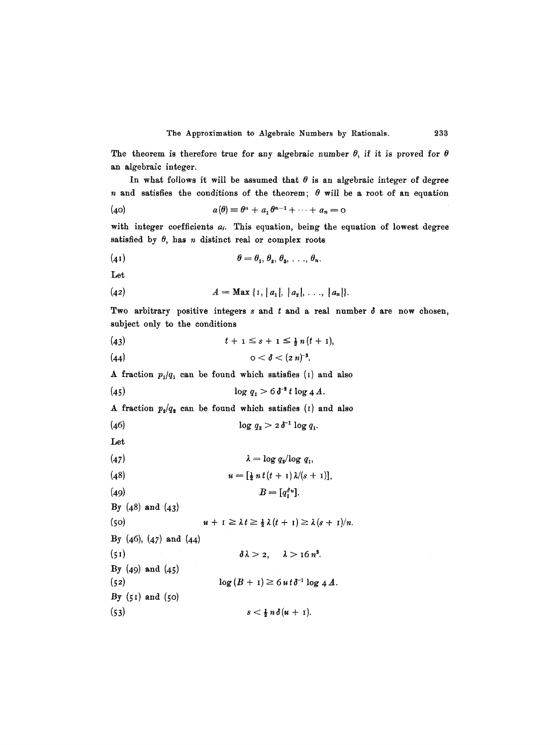The theorem is therefore true for any algebraic number $\theta$, if it is proved for $\theta$ an algebraic integer.

In what follows it will be assumed that $\theta$ is an algebraic integer of degree $n$ and satisfies the conditions of the theorem; $\theta$ will be a root of an equation

$$a(\theta) \equiv \theta^n + a_1 \theta^{n-1} + \cdots + a_n = 0 \tag{40}$$

with integer coefficients $a_i$. This equation, being the equation of lowest degree satisfied by $\theta$, has $n$ distinct real or complex roots

$$\theta = \theta_1, \theta_2, \theta_3, \ldots, \theta_n. \tag{41}$$

Let

$$A = \operatorname{Max}\{1, |a_1|, |a_2|, \ldots, |a_n|\}. \tag{42}$$

Two arbitrary positive integers $s$ and $t$ and a real number $\delta$ are now chosen, subject only to the conditions

$$t + 1 \leq s + 1 \leq \tfrac{1}{2} n (t + 1), \tag{43}$$

$$0 < \delta < (2n)^{-8}. \tag{44}$$

A fraction $p_1/q_1$ can be found which satisfies (1) and also

$$\log q_1 > 6 \delta^{-2} t \log 4A. \tag{45}$$

A fraction $p_2/q_2$ can be found which satisfies (1) and also

$$\log q_2 > 2 \delta^{-1} \log q_1. \tag{46}$$

Let

$$\lambda = \log q_2 / \log q_1, \tag{47}$$

$$u = [\tfrac{1}{2} n t (t + 1) \lambda/(s + 1)], \tag{48}$$

$$B = [q_1^{\delta u}]. \tag{49}$$

By (48) and (43)

$$u + 1 \geq \lambda t \geq \tfrac{1}{2} \lambda (t + 1) \geq \lambda (s + 1)/n. \tag{50}$$

By (46), (47) and (44)

$$\delta \lambda > 2, \quad \lambda > 16 n^8. \tag{51}$$

By (49) and (45)

$$\log (B + 1) \geq 6 u t \delta^{-1} \log 4A. \tag{52}$$

By (51) and (50)

$$s < \tfrac{1}{2} n \delta (u + 1). \tag{53}$$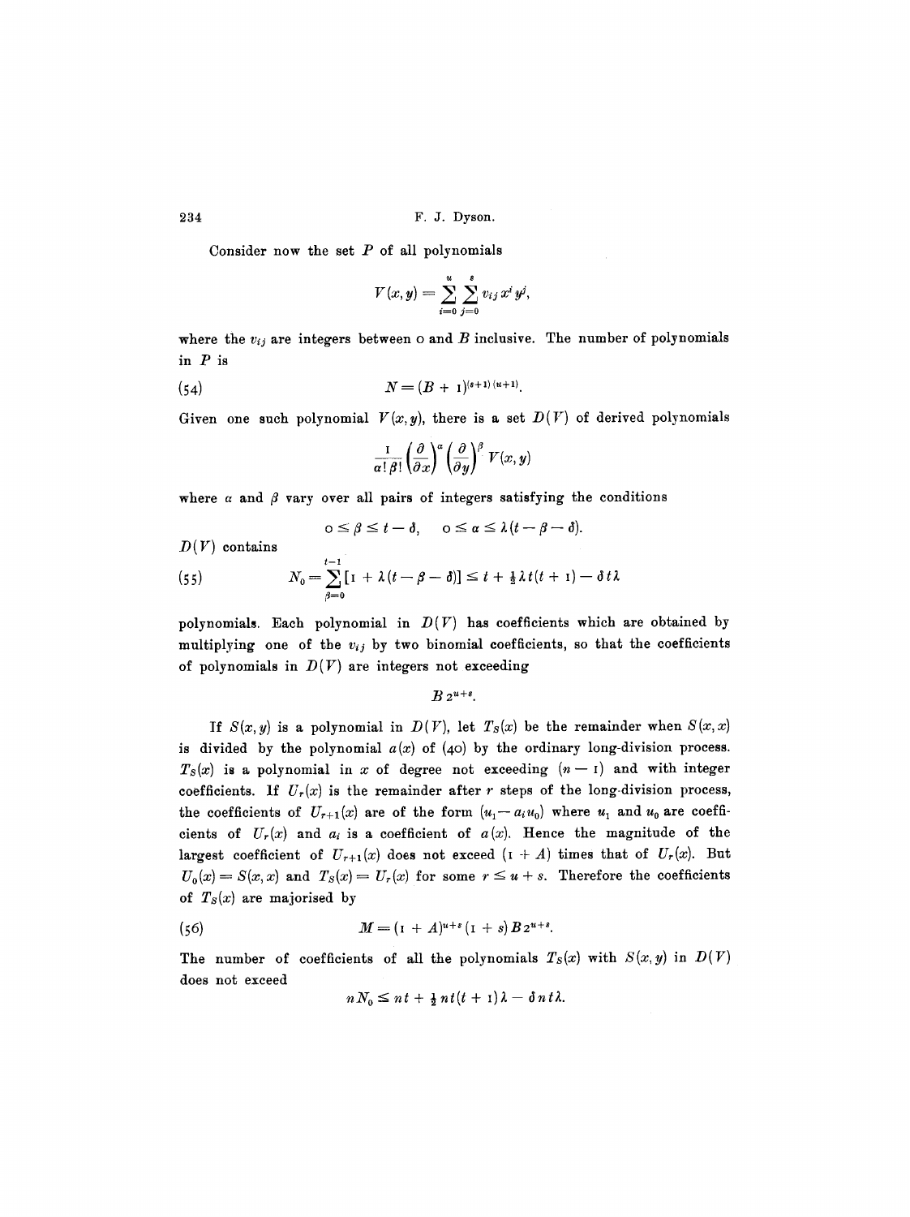Consider now the set $P$ of all polynomials

$$V(x,y) = \sum_{i=0}^{u} \sum_{j=0}^{s} v_{ij} x^i y^j,$$

where the $v_{ij}$ are integers between 0 and $B$ inclusive. The number of polynomials in $P$ is

$$N = (B+1)^{(s+1)(u+1)}. \tag{54}$$

Given one such polynomial $V(x,y)$, there is a set $D(V)$ of derived polynomials

$$\frac{1}{\alpha!\,\beta!}\left(\frac{\partial}{\partial x}\right)^{\alpha}\left(\frac{\partial}{\partial y}\right)^{\beta} V(x,y)$$

where $\alpha$ and $\beta$ vary over all pairs of integers satisfying the conditions

$$0 \leq \beta \leq t - \delta, \qquad 0 \leq \alpha \leq \lambda(t - \beta - \delta).$$

$D(V)$ contains

$$N_0 = \sum_{\beta=0}^{t-1} [1 + \lambda(t - \beta - \delta)] \leq t + \tfrac{1}{2}\lambda t(t+1) - \delta t \lambda \tag{55}$$

polynomials. Each polynomial in $D(V)$ has coefficients which are obtained by multiplying one of the $v_{ij}$ by two binomial coefficients, so that the coefficients of polynomials in $D(V)$ are integers not exceeding

$$B\, 2^{u+s}.$$

If $S(x,y)$ is a polynomial in $D(V)$, let $T_S(x)$ be the remainder when $S(x,x)$ is divided by the polynomial $a(x)$ of (40) by the ordinary long-division process. $T_S(x)$ is a polynomial in $x$ of degree not exceeding $(n-1)$ and with integer coefficients. If $U_r(x)$ is the remainder after $r$ steps of the long-division process, the coefficients of $U_{r+1}(x)$ are of the form $(u_1 - a_i u_0)$ where $u_1$ and $u_0$ are coefficients of $U_r(x)$ and $a_i$ is a coefficient of $a(x)$. Hence the magnitude of the largest coefficient of $U_{r+1}(x)$ does not exceed $(1 + A)$ times that of $U_r(x)$. But $U_0(x) = S(x,x)$ and $T_S(x) = U_r(x)$ for some $r \leq u + s$. Therefore the coefficients of $T_S(x)$ are majorised by

$$M = (1 + A)^{u+s}(1 + s) B\, 2^{u+s}. \tag{56}$$

The number of coefficients of all the polynomials $T_S(x)$ with $S(x,y)$ in $D(V)$ does not exceed

$$n N_0 \leq n t + \tfrac{1}{2} n t(t+1)\lambda - \delta n t \lambda.$$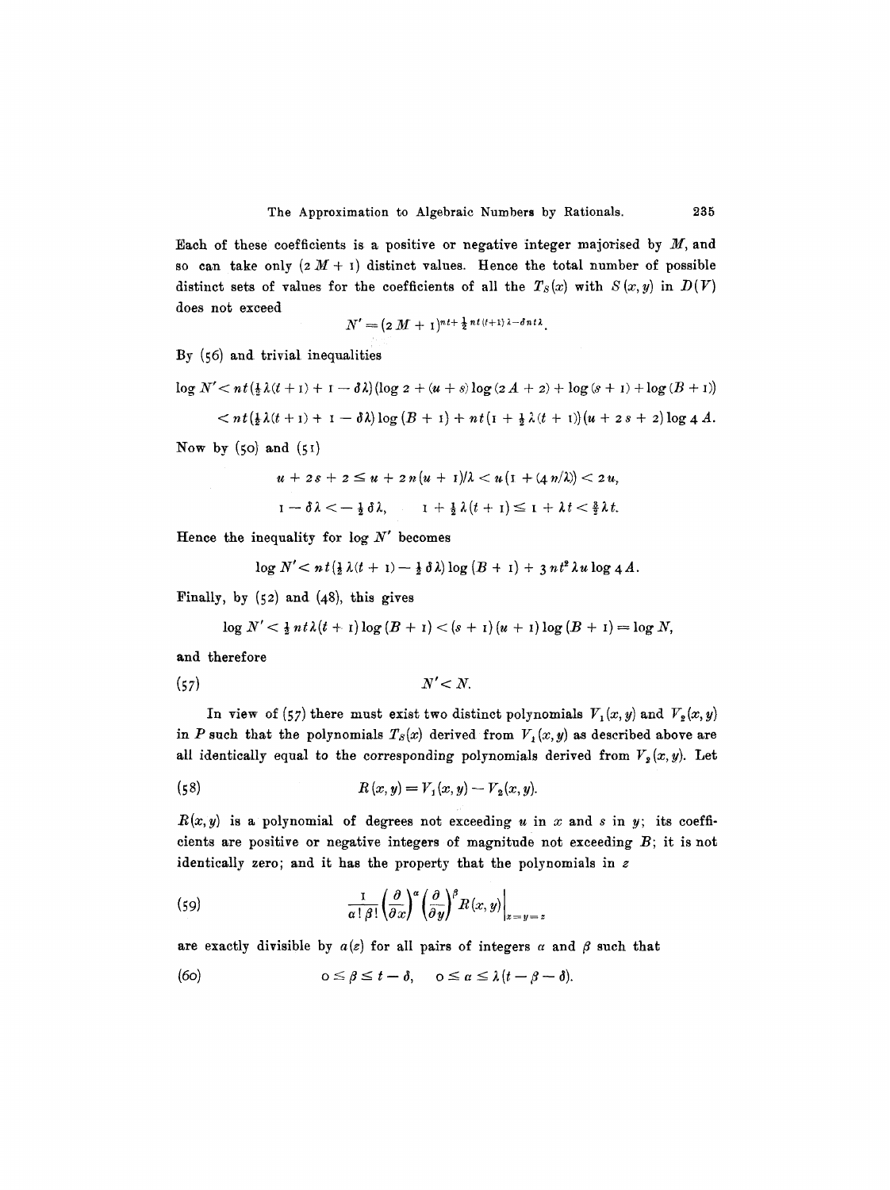Each of these coefficients is a positive or negative integer majorised by $M$, and so can take only $(2M+1)$ distinct values. Hence the total number of possible distinct sets of values for the coefficients of all the $T_S(x)$ with $S(x,y)$ in $D(V)$ does not exceed

$$N' = (2M+1)^{nt + \frac{1}{2}nt(t+1)\lambda - \delta nt\lambda}.$$

By (56) and trivial inequalities

$$\log N' < nt(\tfrac{1}{2}\lambda(t+1) + 1 - \delta\lambda)(\log 2 + (u+s)\log(2A+2) + \log(s+1) + \log(B+1))$$

$$< nt(\tfrac{1}{2}\lambda(t+1) + 1 - \delta\lambda)\log(B+1) + nt(1 + \tfrac{1}{2}\lambda(t+1))(u+2s+2)\log 4A.$$

Now by (50) and (51)

$$u + 2s + 2 \leq u + 2n(u+1)/\lambda < u(1 + (4n/\lambda)) < 2u,$$

$$1 - \delta\lambda < -\tfrac{1}{2}\delta\lambda, \qquad 1 + \tfrac{1}{2}\lambda(t+1) \leq 1 + \lambda t < \tfrac{3}{2}\lambda t.$$

Hence the inequality for $\log N'$ becomes

$$\log N' < nt(\tfrac{1}{2}\lambda(t+1) - \tfrac{1}{2}\delta\lambda)\log(B+1) + 3nt^2\lambda u \log 4A.$$

Finally, by (52) and (48), this gives

$$\log N' < \tfrac{1}{2}nt\lambda(t+1)\log(B+1) < (s+1)(u+1)\log(B+1) = \log N,$$

and therefore

$$N' < N. \tag{57}$$

In view of (57) there must exist two distinct polynomials $V_1(x,y)$ and $V_2(x,y)$ in $P$ such that the polynomials $T_S(x)$ derived from $V_1(x,y)$ as described above are all identically equal to the corresponding polynomials derived from $V_2(x,y)$. Let

$$R(x,y) = V_1(x,y) - V_2(x,y). \tag{58}$$

$R(x,y)$ is a polynomial of degrees not exceeding $u$ in $x$ and $s$ in $y$; its coefficients are positive or negative integers of magnitude not exceeding $B$; it is not identically zero; and it has the property that the polynomials in $z$

$$\frac{1}{\alpha!\,\beta!}\left(\frac{\partial}{\partial x}\right)^{\alpha}\left(\frac{\partial}{\partial y}\right)^{\beta} R(x,y)\bigg|_{x=y=z} \tag{59}$$

are exactly divisible by $a(z)$ for all pairs of integers $\alpha$ and $\beta$ such that

$$0 \leq \beta \leq t - \delta, \qquad 0 \leq \alpha \leq \lambda(t - \beta - \delta). \tag{60}$$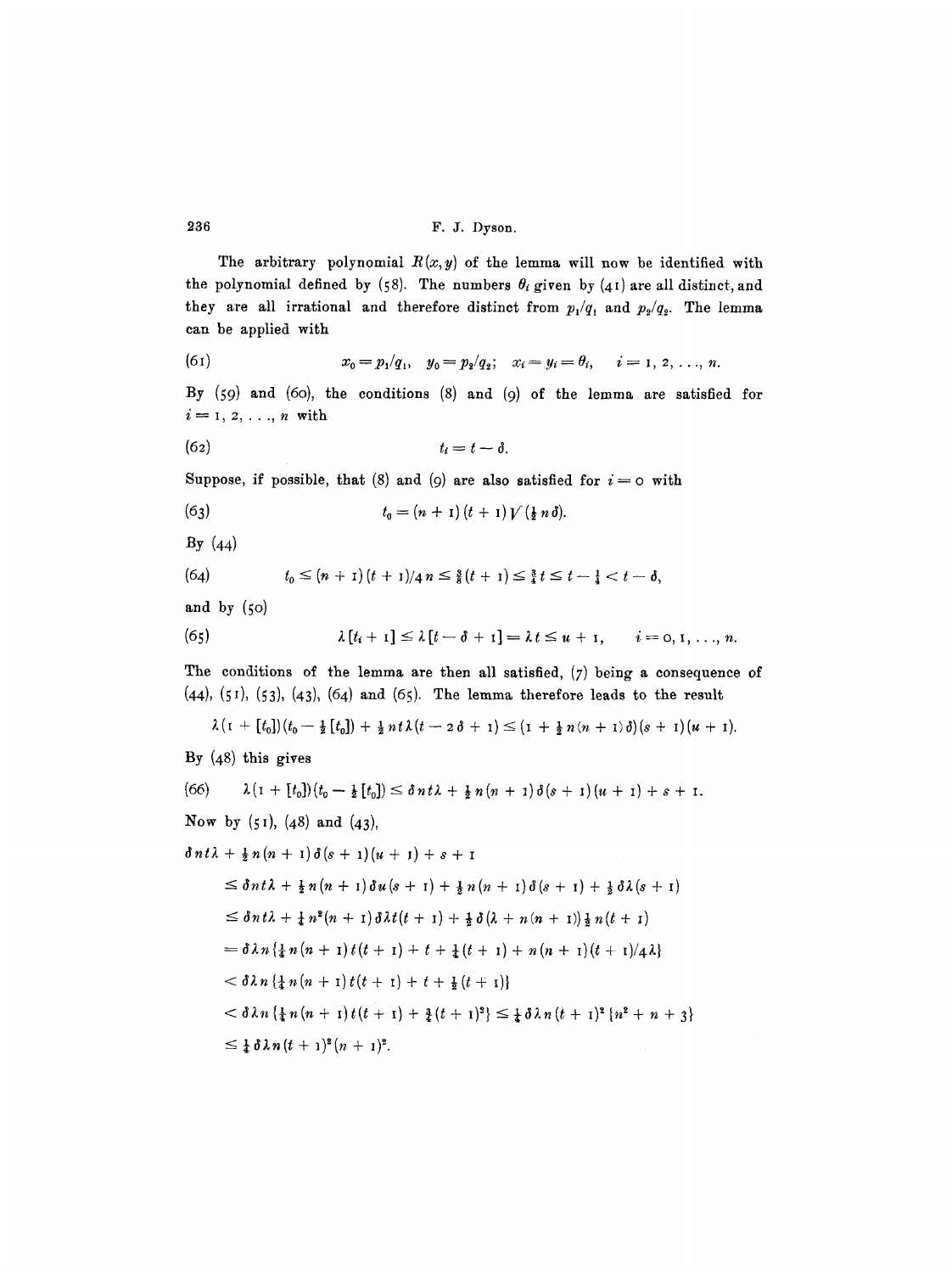The arbitrary polynomial $R(x, y)$ of the lemma will now be identified with the polynomial defined by (58). The numbers $\theta_i$ given by (41) are all distinct, and they are all irrational and therefore distinct from $p_1/q_1$ and $p_2/q_2$. The lemma can be applied with

$$(61) \qquad x_0 = p_1/q_1, \quad y_0 = p_2/q_2; \quad x_i = y_i = \theta_i, \quad i = 1, 2, \ldots, n.$$

By (59) and (60), the conditions (8) and (9) of the lemma are satisfied for $i = 1, 2, \ldots, n$ with

$$(62) \qquad t_i = t - \delta.$$

Suppose, if possible, that (8) and (9) are also satisfied for $i = 0$ with

$$(63) \qquad t_0 = (n+1)(t+1)\sqrt{(\tfrac{1}{2} n \delta)}.$$

By (44)

$$(64) \qquad t_0 \leq (n+1)(t+1)/4n \leq \tfrac{3}{8}(t+1) \leq \tfrac{3}{4} t \leq t - \tfrac{1}{4} < t - \delta,$$

and by (50)

$$(65) \qquad \lambda[t_i + 1] \leq \lambda[t - \delta + 1] = \lambda t \leq u + 1, \qquad i = 0, 1, \ldots, n.$$

The conditions of the lemma are then all satisfied, (7) being a consequence of (44), (51), (53), (43), (64) and (65). The lemma therefore leads to the result

$$\lambda(1 + [t_0])(t_0 - \tfrac{1}{2}[t_0]) + \tfrac{1}{2} n t \lambda (t - 2\delta + 1) \leq (1 + \tfrac{1}{2} n(n+1)\delta)(s+1)(u+1).$$

By (48) this gives

$$(66) \qquad \lambda(1 + [t_0])(t_0 - \tfrac{1}{2}[t_0]) \leq \delta n t \lambda + \tfrac{1}{2} n(n+1)\delta(s+1)(u+1) + s + 1.$$

Now by (51), (48) and (43),

$$\begin{aligned}
&\delta n t \lambda + \tfrac{1}{2} n(n+1)\delta(s+1)(u+1) + s + 1 \\
&\quad \leq \delta n t \lambda + \tfrac{1}{2} n(n+1)\delta u(s+1) + \tfrac{1}{2} n(n+1)\delta(s+1) + \tfrac{1}{2}\delta\lambda(s+1) \\
&\quad \leq \delta n t \lambda + \tfrac{1}{4} n^2(n+1)\delta\lambda t(t+1) + \tfrac{1}{2}\delta(\lambda + n(n+1))\tfrac{1}{2} n(t+1) \\
&\quad = \delta\lambda n\{\tfrac{1}{4} n(n+1)t(t+1) + t + \tfrac{1}{4}(t+1) + n(n+1)(t+1)/4\lambda\} \\
&\quad < \delta\lambda n\{\tfrac{1}{4} n(n+1)t(t+1) + t + \tfrac{1}{2}(t+1)\} \\
&\quad < \delta\lambda n\{\tfrac{1}{4} n(n+1)t(t+1) + \tfrac{3}{4}(t+1)^2\} \leq \tfrac{1}{4}\delta\lambda n(t+1)^2\{n^2 + n + 3\} \\
&\quad \leq \tfrac{1}{4}\delta\lambda n(t+1)^2(n+1)^2.
\end{aligned}$$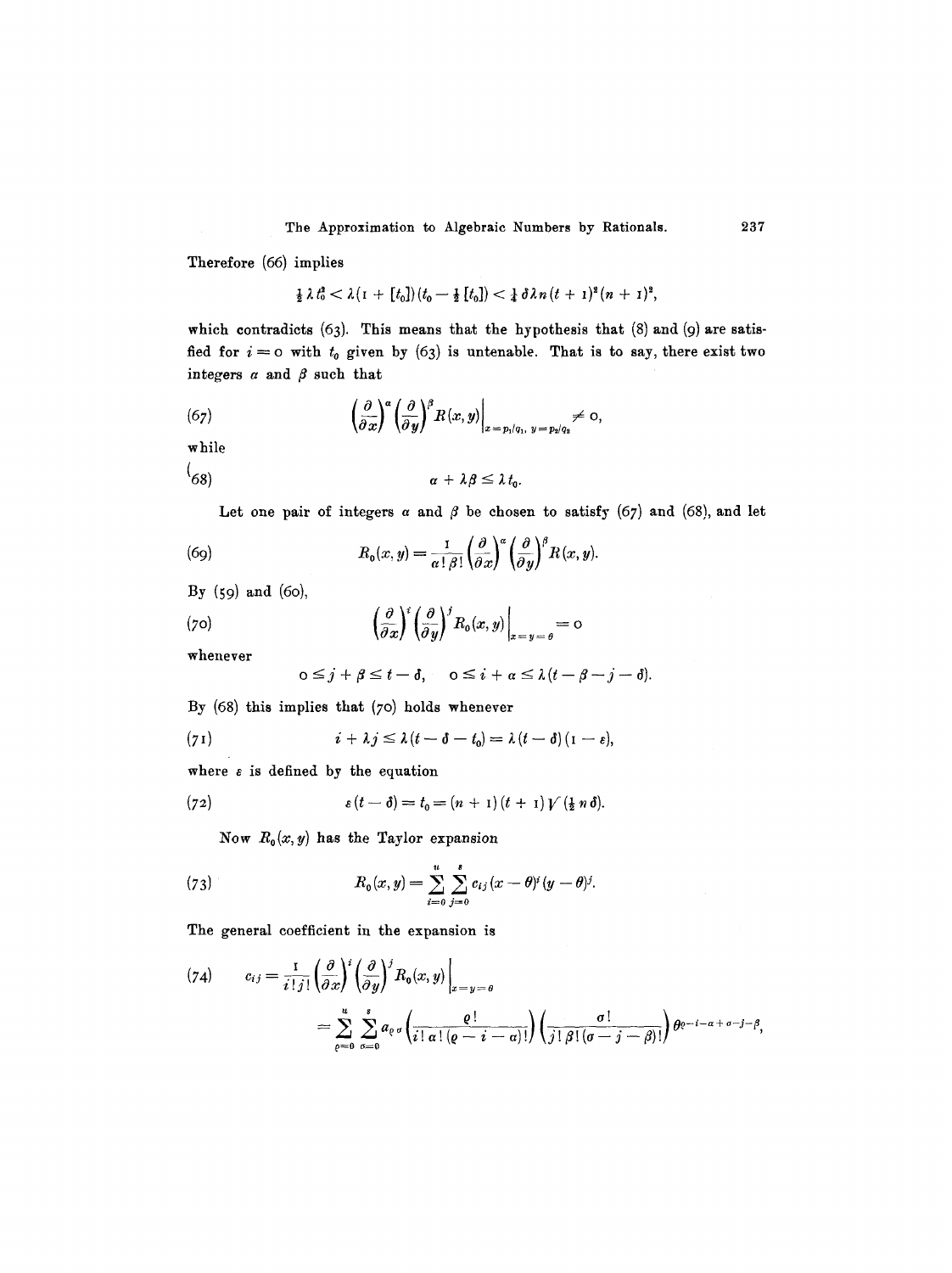Therefore (66) implies

$$\tfrac{1}{2}\lambda t_0^2 < \lambda(1 + [t_0])(t_0 - \tfrac{1}{2}[t_0]) < \tfrac{1}{4}\delta\lambda n (t+1)^2 (n+1)^2,$$

which contradicts (63). This means that the hypothesis that (8) and (9) are satisfied for $i = 0$ with $t_0$ given by (63) is untenable. That is to say, there exist two integers $\alpha$ and $\beta$ such that

$$\left(\frac{\partial}{\partial x}\right)^{\alpha}\left(\frac{\partial}{\partial y}\right)^{\beta} R(x,y)\Big|_{x=p_1/q_1,\ y=p_2/q_2} \neq 0, \tag{67}$$

while

$$\alpha + \lambda\beta \leq \lambda t_0. \tag{68}$$

Let one pair of integers $\alpha$ and $\beta$ be chosen to satisfy (67) and (68), and let

$$R_0(x,y) = \frac{1}{\alpha!\,\beta!}\left(\frac{\partial}{\partial x}\right)^{\alpha}\left(\frac{\partial}{\partial y}\right)^{\beta} R(x,y). \tag{69}$$

By (59) and (60),

$$\left(\frac{\partial}{\partial x}\right)^{i}\left(\frac{\partial}{\partial y}\right)^{j} R_0(x,y)\Big|_{x=y=\theta} = 0 \tag{70}$$

whenever

$$0 \leq j + \beta \leq t - \delta, \quad 0 \leq i + \alpha \leq \lambda(t - \beta - j - \delta).$$

By (68) this implies that (70) holds whenever

$$i + \lambda j \leq \lambda(t - \delta - t_0) = \lambda(t - \delta)(1 - \varepsilon), \tag{71}$$

where $\varepsilon$ is defined by the equation

$$\varepsilon(t - \delta) = t_0 = (n+1)(t+1)\sqrt{(\tfrac{1}{2} n \delta)}. \tag{72}$$

Now $R_0(x,y)$ has the Taylor expansion

$$R_0(x,y) = \sum_{i=0}^{u}\sum_{j=0}^{s} c_{ij}(x-\theta)^i (y-\theta)^j. \tag{73}$$

The general coefficient in the expansion is

$$\begin{aligned} c_{ij} &= \frac{1}{i!\,j!}\left(\frac{\partial}{\partial x}\right)^{i}\left(\frac{\partial}{\partial y}\right)^{j} R_0(x,y)\Big|_{x=y=\theta} \\ &= \sum_{\varrho=0}^{u}\sum_{\sigma=0}^{s} a_{\varrho\sigma}\left(\frac{\varrho!}{i!\,\alpha!\,(\varrho - i - \alpha)!}\right)\left(\frac{\sigma!}{j!\,\beta!\,(\sigma - j - \beta)!}\right)\theta^{\varrho - i - \alpha + \sigma - j - \beta}, \end{aligned} \tag{74}$$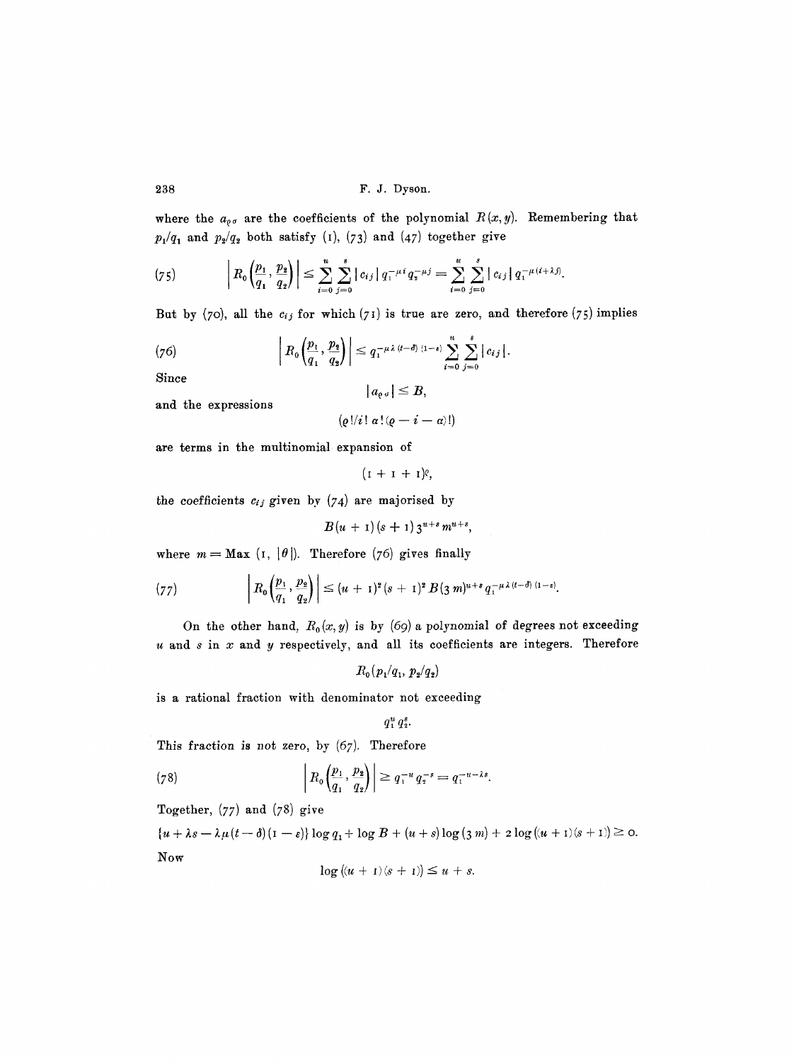where the $a_{\varrho\sigma}$ are the coefficients of the polynomial $R(x, y)$. Remembering that $p_1/q_1$ and $p_2/q_2$ both satisfy (1), (73) and (47) together give

$$\left| R_0\left(\frac{p_1}{q_1}, \frac{p_2}{q_2}\right) \right| \leq \sum_{i=0}^{u} \sum_{j=0}^{s} |c_{ij}| \, q_1^{-\mu i} q_2^{-\mu j} = \sum_{i=0}^{u} \sum_{j=0}^{s} |c_{ij}| \, q_1^{-\mu(i+\lambda j)}. \tag{75}$$

But by (70), all the $c_{ij}$ for which (71) is true are zero, and therefore (75) implies

$$\left| R_0\left(\frac{p_1}{q_1}, \frac{p_2}{q_2}\right) \right| \leq q_1^{-\mu\lambda(t-\delta)(1-\varepsilon)} \sum_{i=0}^{u} \sum_{j=0}^{s} |c_{ij}|. \tag{76}$$

Since

$$|a_{\varrho\sigma}| \leq B,$$

and the expressions

$$(\varrho!/i!\,\alpha!(\varrho - i - \alpha)!)$$

are terms in the multinomial expansion of

$$(1 + 1 + 1)^{\varrho},$$

the coefficients $c_{ij}$ given by (74) are majorised by

$$B(u + 1)(s + 1) \, 3^{u+s} m^{u+s},$$

where $m = \text{Max}\,(1, |\theta|)$. Therefore (76) gives finally

$$\left| R_0\left(\frac{p_1}{q_1}, \frac{p_2}{q_2}\right) \right| \leq (u + 1)^2 (s + 1)^2 B (3\,m)^{u+s} q_1^{-\mu\lambda(t-\delta)(1-\varepsilon)}. \tag{77}$$

On the other hand, $R_0(x, y)$ is by (69) a polynomial of degrees not exceeding $u$ and $s$ in $x$ and $y$ respectively, and all its coefficients are integers. Therefore

$$R_0(p_1/q_1, p_2/q_2)$$

is a rational fraction with denominator not exceeding

$$q_1^u q_2^s.$$

This fraction is not zero, by (67). Therefore

$$\left| R_0\left(\frac{p_1}{q_1}, \frac{p_2}{q_2}\right) \right| \geq q_1^{-u} q_2^{-s} = q_1^{-u-\lambda s}. \tag{78}$$

Together, (77) and (78) give

$$\{u + \lambda s - \lambda\mu(t - \delta)(1 - \varepsilon)\} \log q_1 + \log B + (u + s) \log (3\,m) + 2 \log ((u + 1)(s + 1)) \geq 0.$$

Now

$$\log ((u + 1)(s + 1)) \leq u + s.$$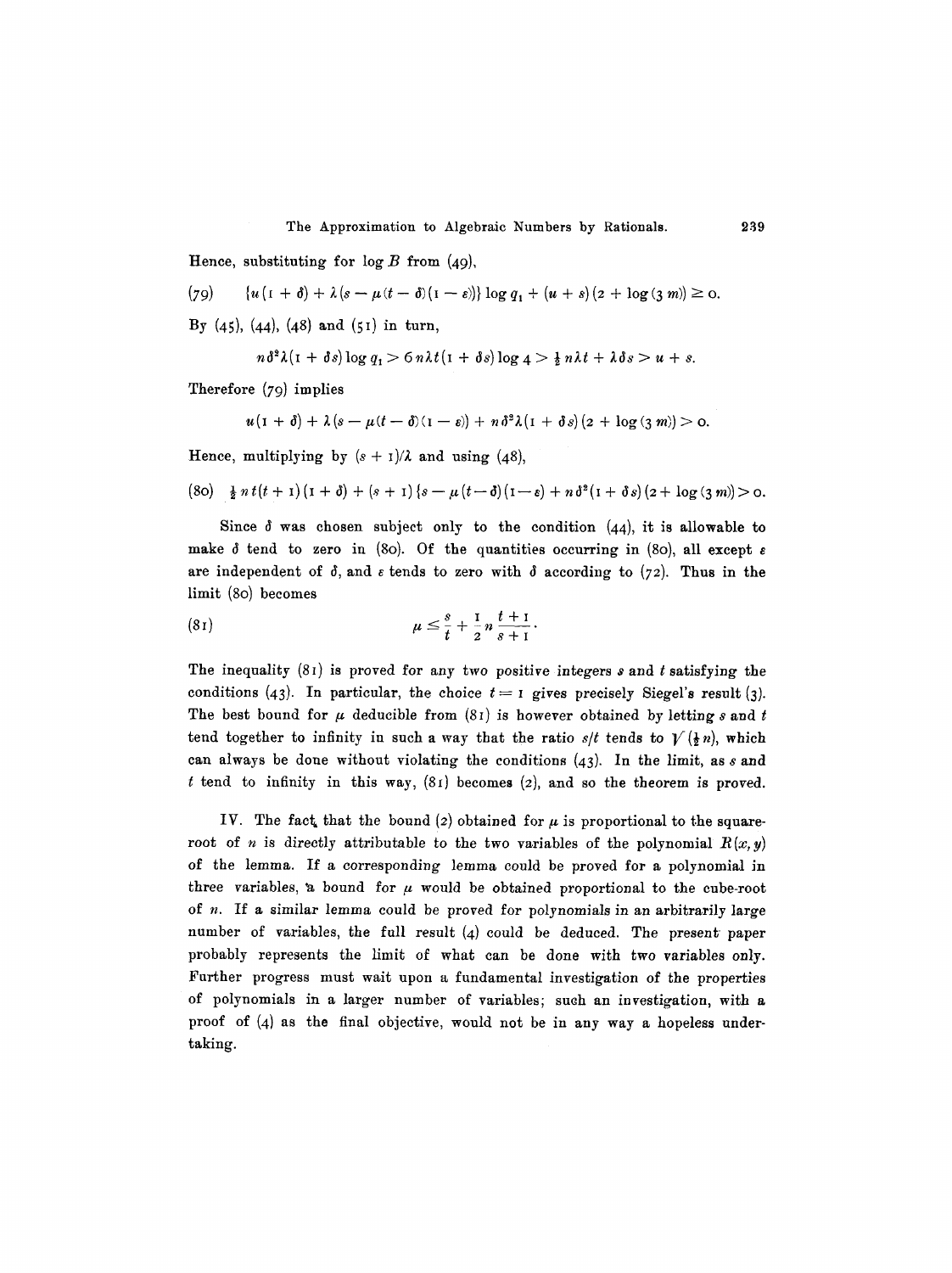Hence, substituting for $\log B$ from (49),

$$\{u(1 + \delta) + \lambda(s - \mu(t - \delta)(1 - \varepsilon))\} \log q_1 + (u + s)(2 + \log(3m)) \geq 0. \tag{79}$$

By (45), (44), (48) and (51) in turn,

$$n\delta^2 \lambda(1 + \delta s) \log q_1 > 6n\lambda t(1 + \delta s) \log 4 > \tfrac{1}{2} n\lambda t + \lambda \delta s > u + s.$$

Therefore (79) implies

$$u(1 + \delta) + \lambda(s - \mu(t - \delta)(1 - \varepsilon)) + n\delta^2 \lambda(1 + \delta s)(2 + \log(3m)) > 0.$$

Hence, multiplying by $(s + 1)/\lambda$ and using (48),

$$\tfrac{1}{2} n t(t + 1)(1 + \delta) + (s + 1)\{s - \mu(t - \delta)(1 - \varepsilon) + n\delta^2(1 + \delta s)(2 + \log(3m))\} > 0. \tag{80}$$

Since $\delta$ was chosen subject only to the condition (44), it is allowable to make $\delta$ tend to zero in (80). Of the quantities occurring in (80), all except $\varepsilon$ are independent of $\delta$, and $\varepsilon$ tends to zero with $\delta$ according to (72). Thus in the limit (80) becomes

$$\mu \leq \frac{s}{t} + \frac{1}{2} n \frac{t + 1}{s + 1}. \tag{81}$$

The inequality (81) is proved for any two positive integers $s$ and $t$ satisfying the conditions (43). In particular, the choice $t = 1$ gives precisely Siegel's result (3). The best bound for $\mu$ deducible from (81) is however obtained by letting $s$ and $t$ tend together to infinity in such a way that the ratio $s/t$ tends to $\sqrt{(\frac{1}{2}n)}$, which can always be done without violating the conditions (43). In the limit, as $s$ and $t$ tend to infinity in this way, (81) becomes (2), and so the theorem is proved.

IV. The fact that the bound (2) obtained for $\mu$ is proportional to the square-root of $n$ is directly attributable to the two variables of the polynomial $R(x, y)$ of the lemma. If a corresponding lemma could be proved for a polynomial in three variables, a bound for $\mu$ would be obtained proportional to the cube-root of $n$. If a similar lemma could be proved for polynomials in an arbitrarily large number of variables, the full result (4) could be deduced. The present paper probably represents the limit of what can be done with two variables only. Further progress must wait upon a fundamental investigation of the properties of polynomials in a larger number of variables; such an investigation, with a proof of (4) as the final objective, would not be in any way a hopeless undertaking.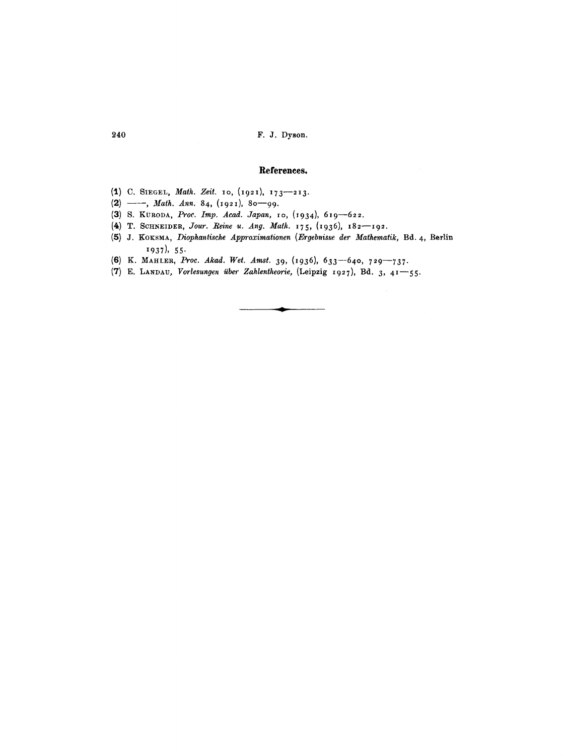## References.

(1) C. Siegel, *Math. Zeit.* 10, (1921), 173—213.

(2) ——, *Math. Ann.* 84, (1921), 80—99.

(3) S. Kuroda, *Proc. Imp. Acad. Japan*, 10, (1934), 619—622.

(4) T. Schneider, *Jour. Reine u. Ang. Math.* 175, (1936), 182—192.

(5) J. Koksma, *Diophantische Approximationen* (*Ergebnisse der Mathematik*, Bd. 4, Berlin 1937), 55.

(6) K. Mahler, *Proc. Akad. Wet. Amst.* 39, (1936), 633—640, 729—737.

(7) E. Landau, *Vorlesungen über Zahlentheorie*, (Leipzig 1927), Bd. 3, 41—55.